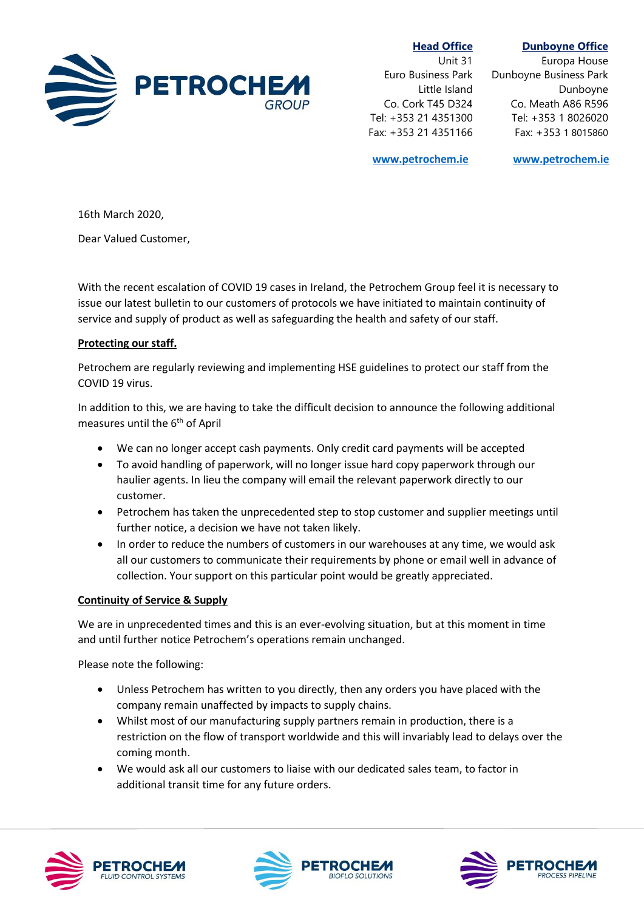**PETROCHEM GROUP**

**Head Office**
Unit 31
Euro Business Park
Little Island
Co. Cork T45 D324
Tel: +353 21 4351300
Fax: +353 21 4351166

www.petrochem.ie

**Dunboyne Office**
Europa House
Dunboyne Business Park
Dunboyne
Co. Meath A86 R596
Tel: +353 1 8026020
Fax: +353 1 8015860

www.petrochem.ie

16th March 2020,

Dear Valued Customer,

With the recent escalation of COVID 19 cases in Ireland, the Petrochem Group feel it is necessary to issue our latest bulletin to our customers of protocols we have initiated to maintain continuity of service and supply of product as well as safeguarding the health and safety of our staff.

**Protecting our staff.**

Petrochem are regularly reviewing and implementing HSE guidelines to protect our staff from the COVID 19 virus.

In addition to this, we are having to take the difficult decision to announce the following additional measures until the 6th of April

- We can no longer accept cash payments. Only credit card payments will be accepted
- To avoid handling of paperwork, will no longer issue hard copy paperwork through our haulier agents. In lieu the company will email the relevant paperwork directly to our customer.
- Petrochem has taken the unprecedented step to stop customer and supplier meetings until further notice, a decision we have not taken likely.
- In order to reduce the numbers of customers in our warehouses at any time, we would ask all our customers to communicate their requirements by phone or email well in advance of collection. Your support on this particular point would be greatly appreciated.

**Continuity of Service & Supply**

We are in unprecedented times and this is an ever-evolving situation, but at this moment in time and until further notice Petrochem's operations remain unchanged.

Please note the following:

- Unless Petrochem has written to you directly, then any orders you have placed with the company remain unaffected by impacts to supply chains.
- Whilst most of our manufacturing supply partners remain in production, there is a restriction on the flow of transport worldwide and this will invariably lead to delays over the coming month.
- We would ask all our customers to liaise with our dedicated sales team, to factor in additional transit time for any future orders.

PETROCHEM FLUID CONTROL SYSTEMS | PETROCHEM BIOFLO SOLUTIONS | PETROCHEM PROCESS PIPELINE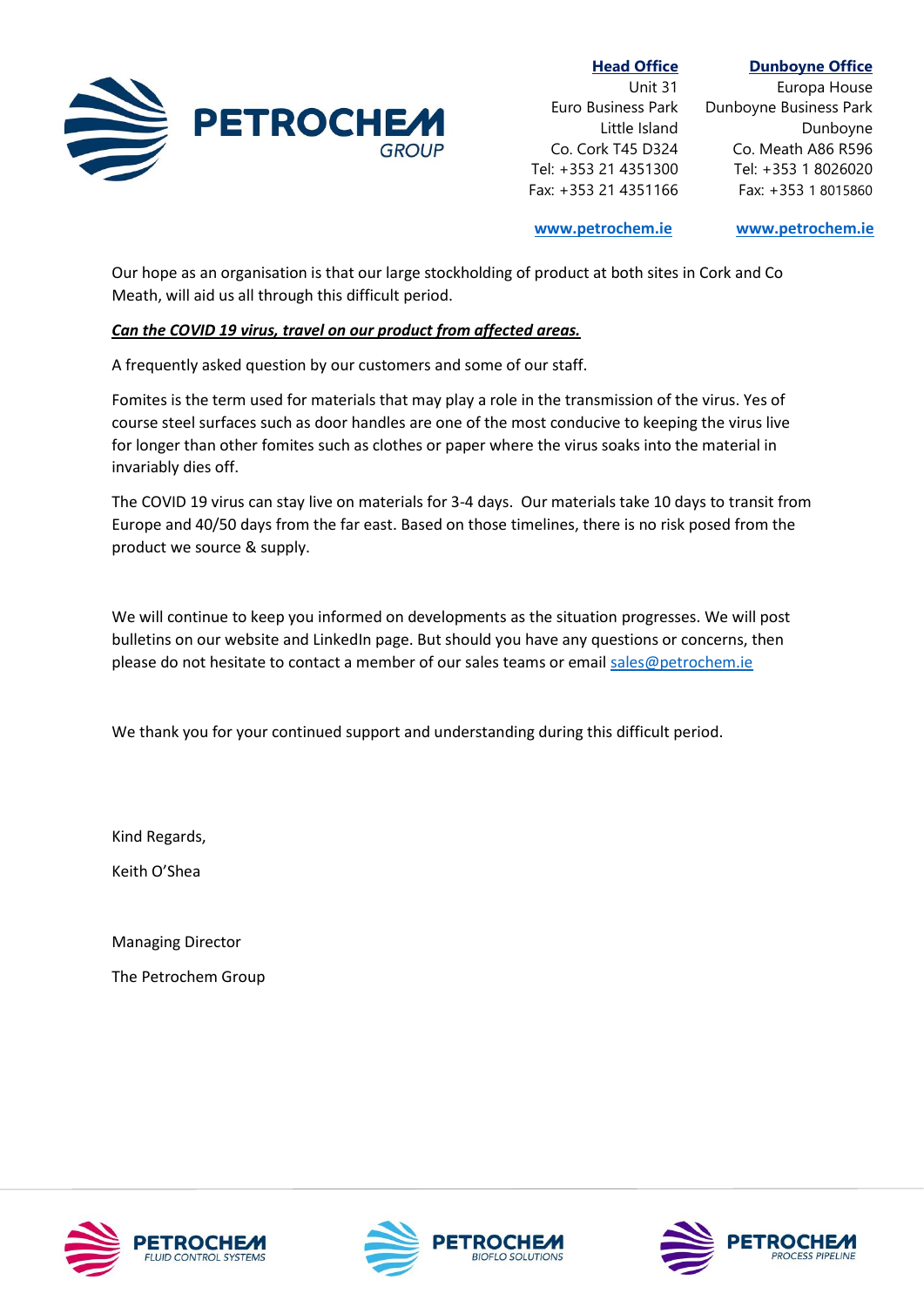**Head Office**
Unit 31
Euro Business Park
Little Island
Co. Cork T45 D324
Tel: +353 21 4351300
Fax: +353 21 4351166

**Dunboyne Office**
Europa House
Dunboyne Business Park
Dunboyne
Co. Meath A86 R596
Tel: +353 1 8026020
Fax: +353 1 8015860

www.petrochem.ie

Our hope as an organisation is that our large stockholding of product at both sites in Cork and Co Meath, will aid us all through this difficult period.

***Can the COVID 19 virus, travel on our product from affected areas.***

A frequently asked question by our customers and some of our staff.

Fomites is the term used for materials that may play a role in the transmission of the virus. Yes of course steel surfaces such as door handles are one of the most conducive to keeping the virus live for longer than other fomites such as clothes or paper where the virus soaks into the material in invariably dies off.

The COVID 19 virus can stay live on materials for 3-4 days. Our materials take 10 days to transit from Europe and 40/50 days from the far east. Based on those timelines, there is no risk posed from the product we source & supply.

We will continue to keep you informed on developments as the situation progresses. We will post bulletins on our website and LinkedIn page. But should you have any questions or concerns, then please do not hesitate to contact a member of our sales teams or email sales@petrochem.ie

We thank you for your continued support and understanding during this difficult period.

Kind Regards,

Keith O'Shea

Managing Director

The Petrochem Group